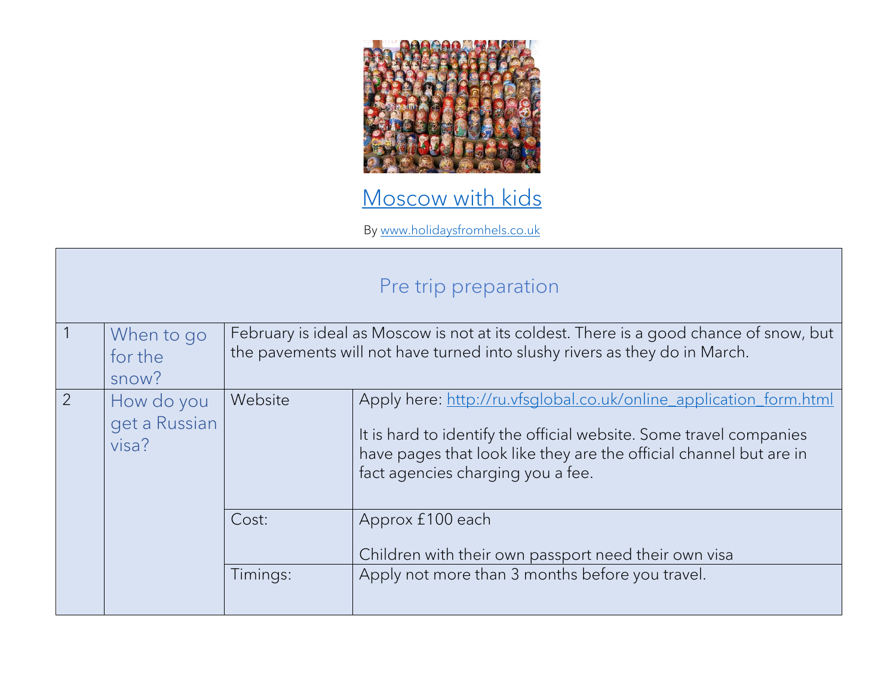# Moscow with kids

By www.holidaysfromhels.co.uk

| Pre trip preparation | | | |
|---|---|---|---|
| 1 | When to go for the snow? | February is ideal as Moscow is not at its coldest. There is a good chance of snow, but the pavements will not have turned into slushy rivers as they do in March. | |
| 2 | How do you get a Russian visa? | Website | Apply here: http://ru.vfsglobal.co.uk/online_application_form.html<br><br>It is hard to identify the official website. Some travel companies have pages that look like they are the official channel but are in fact agencies charging you a fee. |
| | | Cost: | Approx £100 each<br><br>Children with their own passport need their own visa |
| | | Timings: | Apply not more than 3 months before you travel. |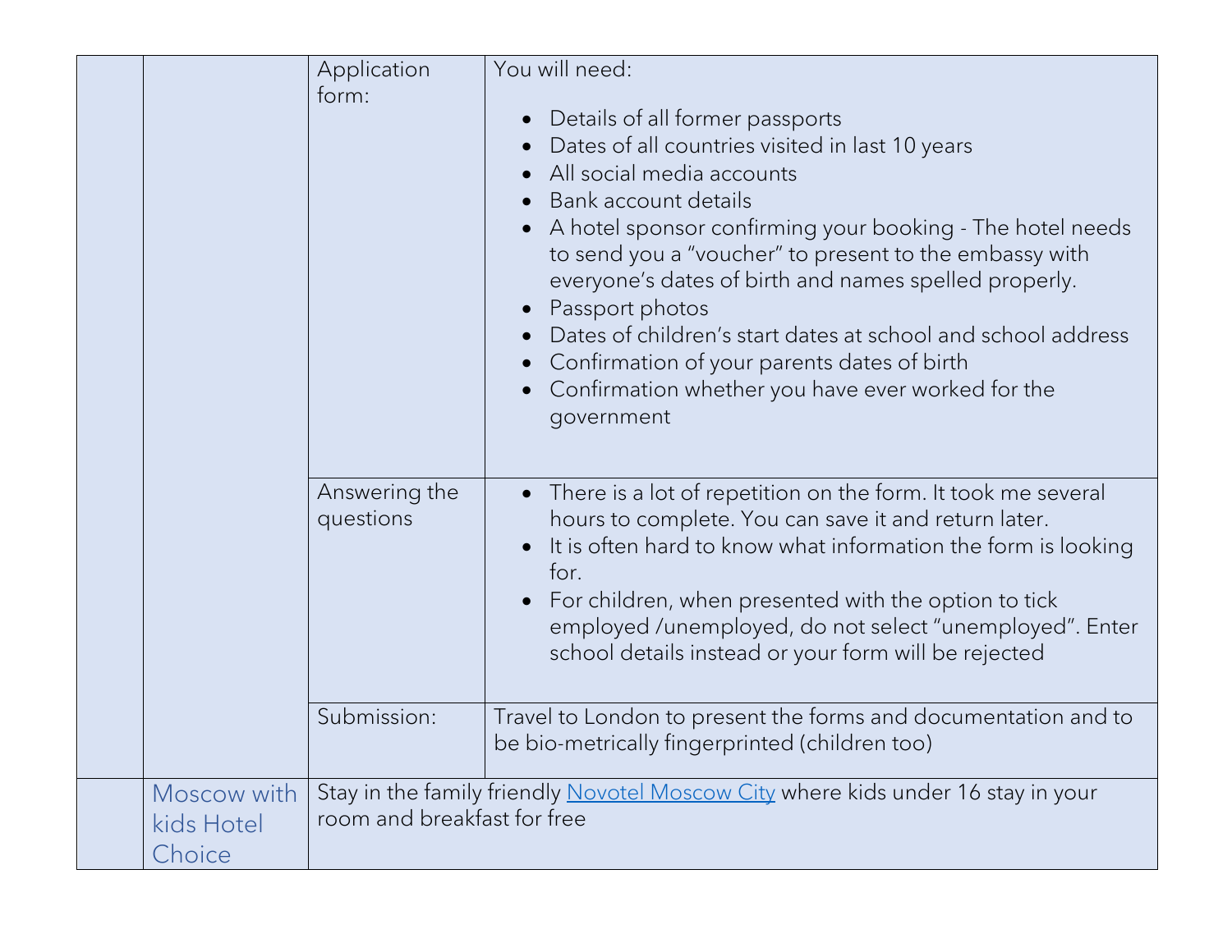| | | | |
|---|---|---|---|
| | | Application form: | You will need:<br><br>• Details of all former passports<br>• Dates of all countries visited in last 10 years<br>• All social media accounts<br>• Bank account details<br>• A hotel sponsor confirming your booking - The hotel needs to send you a "voucher" to present to the embassy with everyone's dates of birth and names spelled properly.<br>• Passport photos<br>• Dates of children's start dates at school and school address<br>• Confirmation of your parents dates of birth<br>• Confirmation whether you have ever worked for the government |
| | | Answering the questions | • There is a lot of repetition on the form. It took me several hours to complete. You can save it and return later.<br>• It is often hard to know what information the form is looking for.<br>• For children, when presented with the option to tick employed /unemployed, do not select "unemployed". Enter school details instead or your form will be rejected |
| | | Submission: | Travel to London to present the forms and documentation and to be bio-metrically fingerprinted (children too) |
| | Moscow with kids Hotel Choice | Stay in the family friendly [Novotel Moscow City]() where kids under 16 stay in your room and breakfast for free | |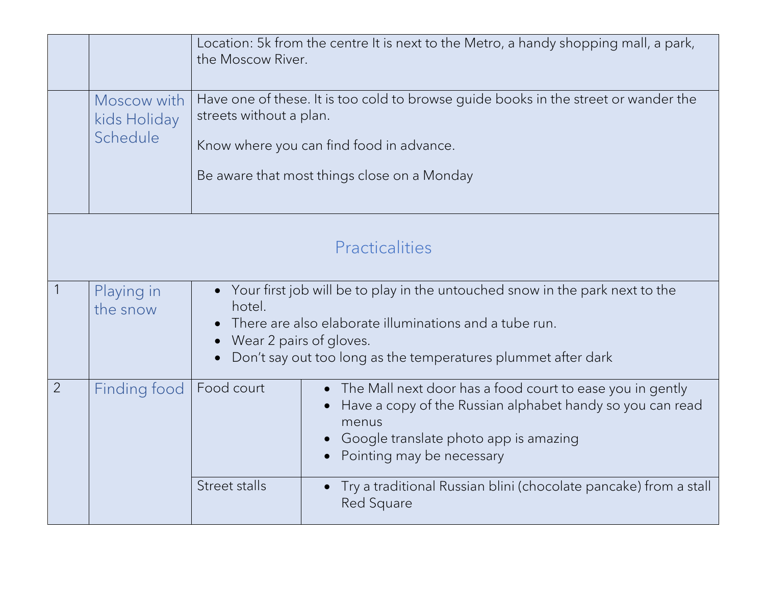| | | | |
|---|---|---|---|
| | | Location: 5k from the centre It is next to the Metro, a handy shopping mall, a park, the Moscow River. | |
| | Moscow with kids Holiday Schedule | Have one of these. It is too cold to browse guide books in the street or wander the streets without a plan.<br><br>Know where you can find food in advance.<br><br>Be aware that most things close on a Monday | |
| Practicalities | | | |
| 1 | Playing in the snow | • Your first job will be to play in the untouched snow in the park next to the hotel.<br>• There are also elaborate illuminations and a tube run.<br>• Wear 2 pairs of gloves.<br>• Don't say out too long as the temperatures plummet after dark | |
| 2 | Finding food | Food court | • The Mall next door has a food court to ease you in gently<br>• Have a copy of the Russian alphabet handy so you can read menus<br>• Google translate photo app is amazing<br>• Pointing may be necessary |
| | | Street stalls | • Try a traditional Russian blini (chocolate pancake) from a stall Red Square |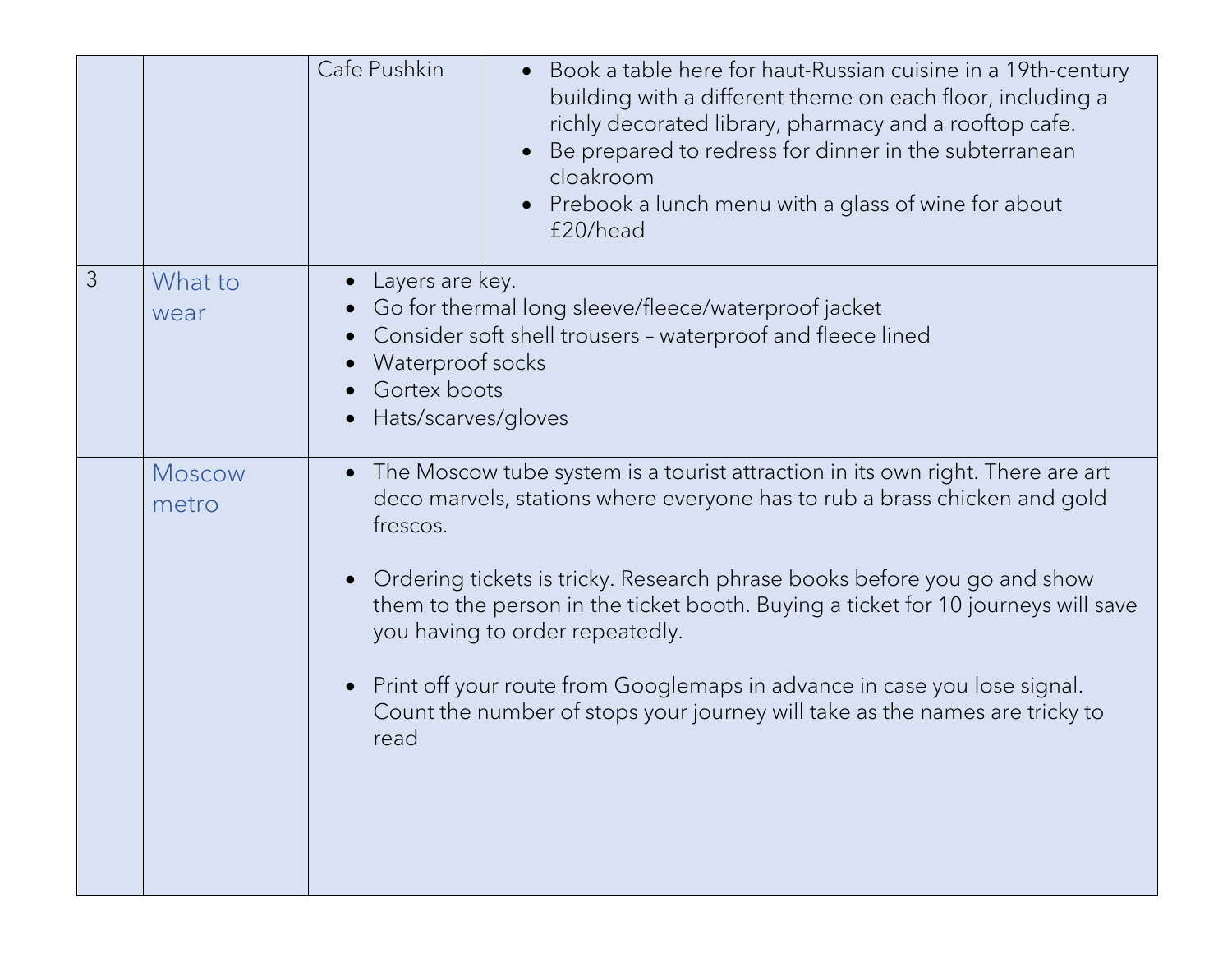| | | | |
|---|---|---|---|
| | | Cafe Pushkin | • Book a table here for haut-Russian cuisine in a 19th-century building with a different theme on each floor, including a richly decorated library, pharmacy and a rooftop cafe.<br>• Be prepared to redress for dinner in the subterranean cloakroom<br>• Prebook a lunch menu with a glass of wine for about £20/head |
| 3 | What to wear | • Layers are key.<br>• Go for thermal long sleeve/fleece/waterproof jacket<br>• Consider soft shell trousers – waterproof and fleece lined<br>• Waterproof socks<br>• Gortex boots<br>• Hats/scarves/gloves | |
| | Moscow metro | • The Moscow tube system is a tourist attraction in its own right. There are art deco marvels, stations where everyone has to rub a brass chicken and gold frescos.<br><br>• Ordering tickets is tricky. Research phrase books before you go and show them to the person in the ticket booth. Buying a ticket for 10 journeys will save you having to order repeatedly.<br><br>• Print off your route from Googlemaps in advance in case you lose signal. Count the number of stops your journey will take as the names are tricky to read | |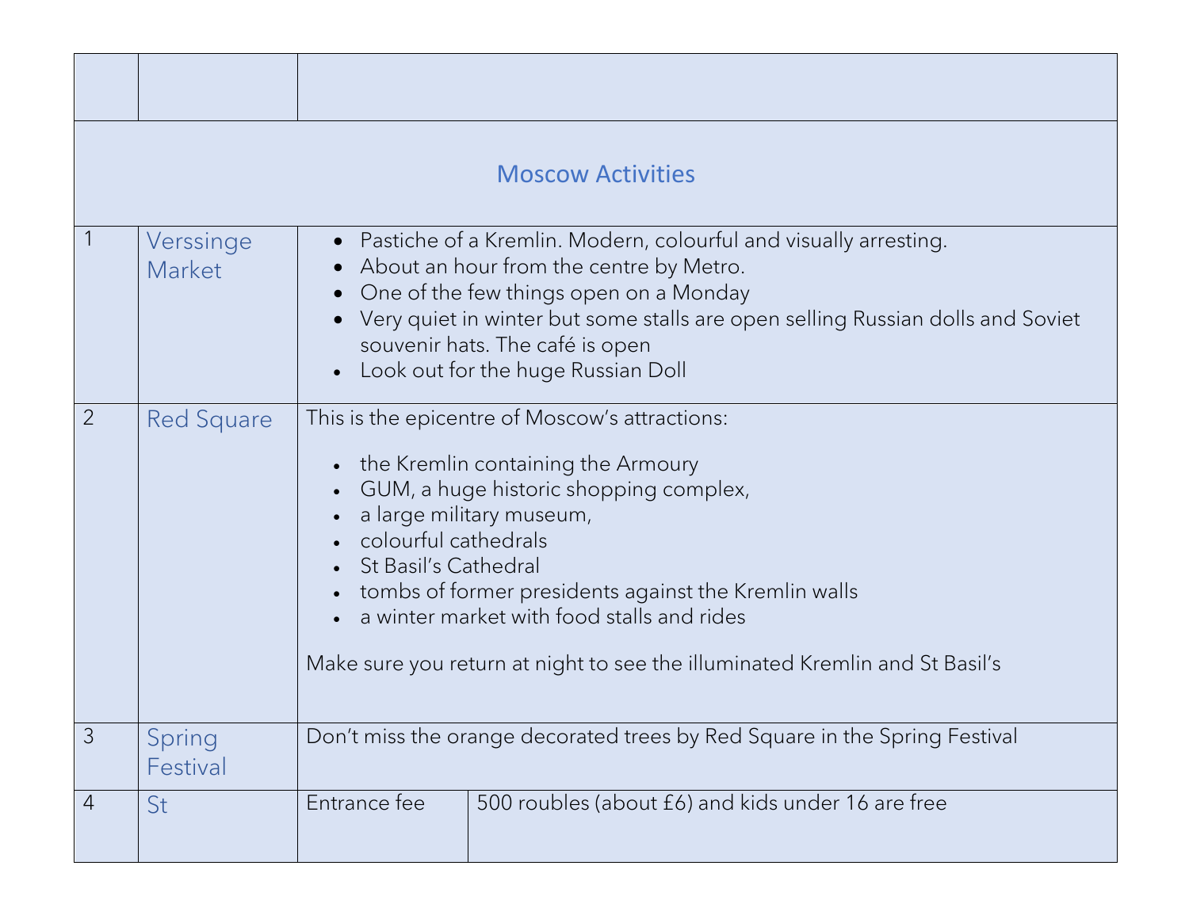| | | | |
|---|---|---|---|
| | **Moscow Activities** | | |
| 1 | Verssinge Market | <ul><li>Pastiche of a Kremlin. Modern, colourful and visually arresting.</li><li>About an hour from the centre by Metro.</li><li>One of the few things open on a Monday</li><li>Very quiet in winter but some stalls are open selling Russian dolls and Soviet souvenir hats. The café is open</li><li>Look out for the huge Russian Doll</li></ul> | |
| 2 | Red Square | This is the epicentre of Moscow's attractions:<ul><li>the Kremlin containing the Armoury</li><li>GUM, a huge historic shopping complex,</li><li>a large military museum,</li><li>colourful cathedrals</li><li>St Basil's Cathedral</li><li>tombs of former presidents against the Kremlin walls</li><li>a winter market with food stalls and rides</li></ul>Make sure you return at night to see the illuminated Kremlin and St Basil's | |
| 3 | Spring Festival | Don't miss the orange decorated trees by Red Square in the Spring Festival | |
| 4 | St | Entrance fee | 500 roubles (about £6) and kids under 16 are free |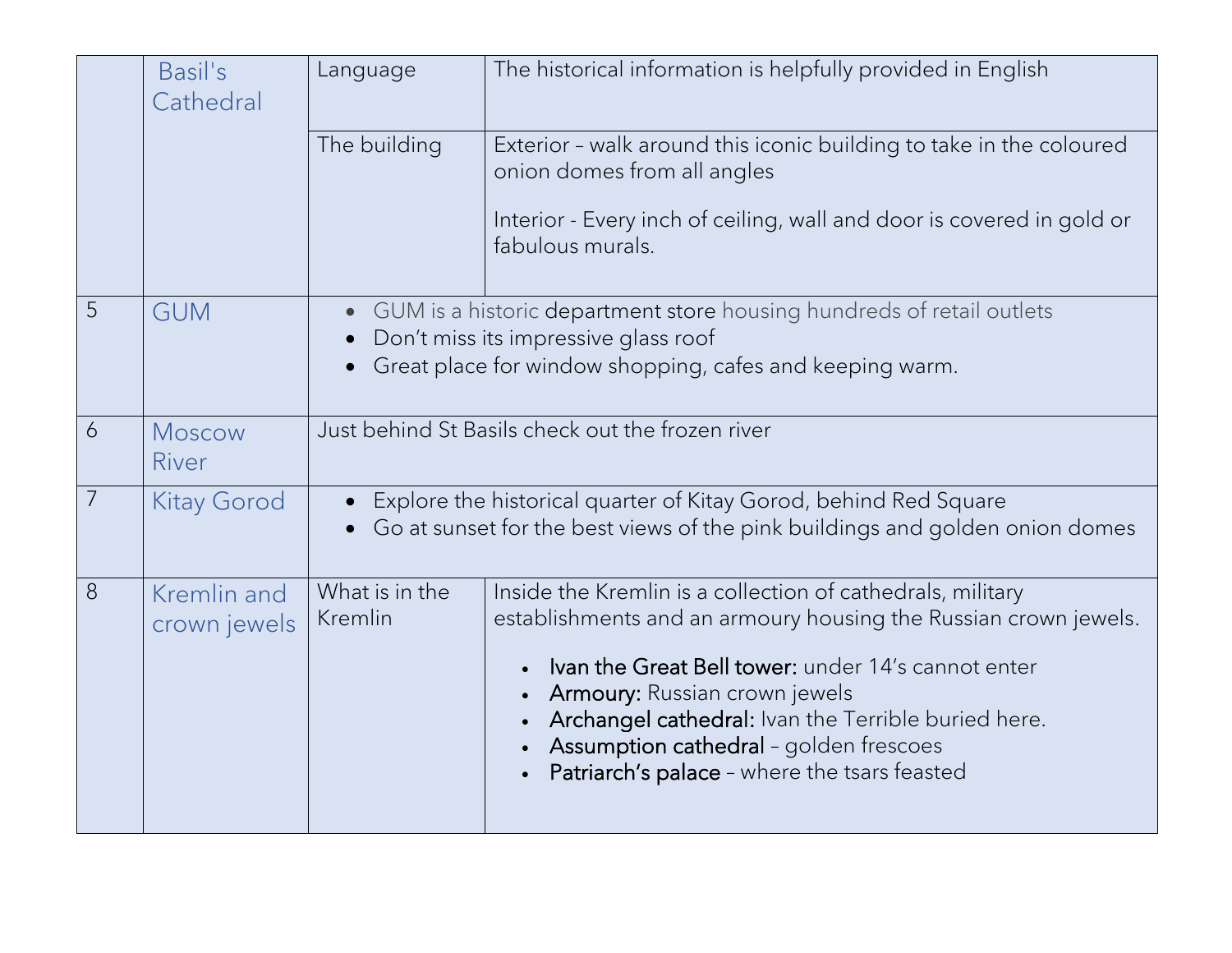| | | | |
|---|---|---|---|
| | Basil's Cathedral | Language | The historical information is helpfully provided in English |
| | | The building | Exterior – walk around this iconic building to take in the coloured onion domes from all angles<br><br>Interior - Every inch of ceiling, wall and door is covered in gold or fabulous murals. |
| 5 | GUM | • GUM is a historic department store housing hundreds of retail outlets<br>• Don't miss its impressive glass roof<br>• Great place for window shopping, cafes and keeping warm. | |
| 6 | Moscow River | Just behind St Basils check out the frozen river | |
| 7 | Kitay Gorod | • Explore the historical quarter of Kitay Gorod, behind Red Square<br>• Go at sunset for the best views of the pink buildings and golden onion domes | |
| 8 | Kremlin and crown jewels | What is in the Kremlin | Inside the Kremlin is a collection of cathedrals, military establishments and an armoury housing the Russian crown jewels.<br><br>• **Ivan the Great Bell tower:** under 14's cannot enter<br>• **Armoury:** Russian crown jewels<br>• **Archangel cathedral:** Ivan the Terrible buried here.<br>• **Assumption cathedral** – golden frescoes<br>• **Patriarch's palace** – where the tsars feasted |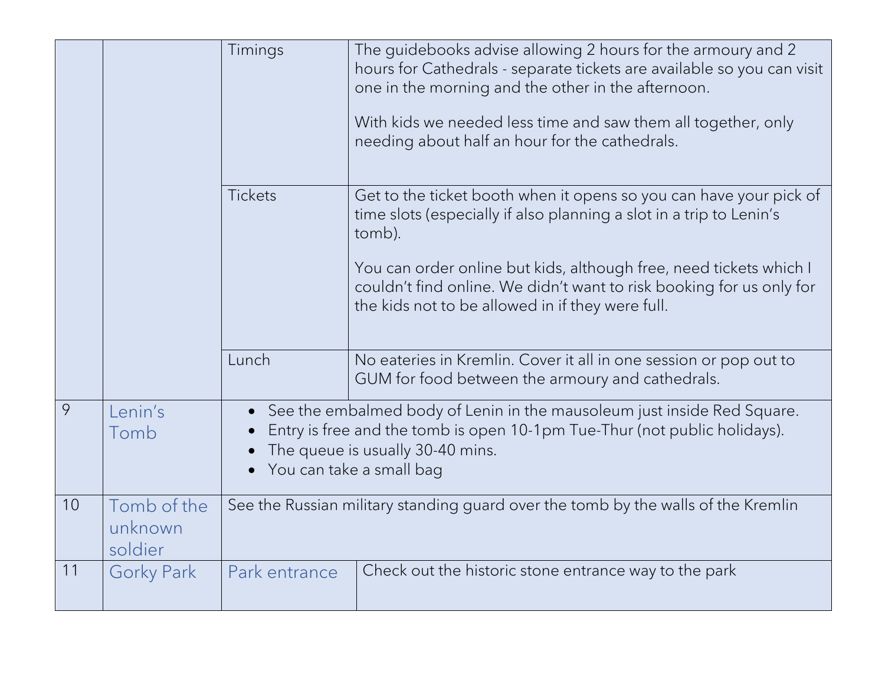| | | | |
|---|---|---|---|
| | | Timings | The guidebooks advise allowing 2 hours for the armoury and 2 hours for Cathedrals - separate tickets are available so you can visit one in the morning and the other in the afternoon.<br><br>With kids we needed less time and saw them all together, only needing about half an hour for the cathedrals. |
| | | Tickets | Get to the ticket booth when it opens so you can have your pick of time slots (especially if also planning a slot in a trip to Lenin's tomb).<br><br>You can order online but kids, although free, need tickets which I couldn't find online. We didn't want to risk booking for us only for the kids not to be allowed in if they were full. |
| | | Lunch | No eateries in Kremlin. Cover it all in one session or pop out to GUM for food between the armoury and cathedrals. |
| 9 | Lenin's Tomb | • See the embalmed body of Lenin in the mausoleum just inside Red Square.<br>• Entry is free and the tomb is open 10-1pm Tue-Thur (not public holidays).<br>• The queue is usually 30-40 mins.<br>• You can take a small bag | |
| 10 | Tomb of the unknown soldier | See the Russian military standing guard over the tomb by the walls of the Kremlin | |
| 11 | Gorky Park | Park entrance | Check out the historic stone entrance way to the park |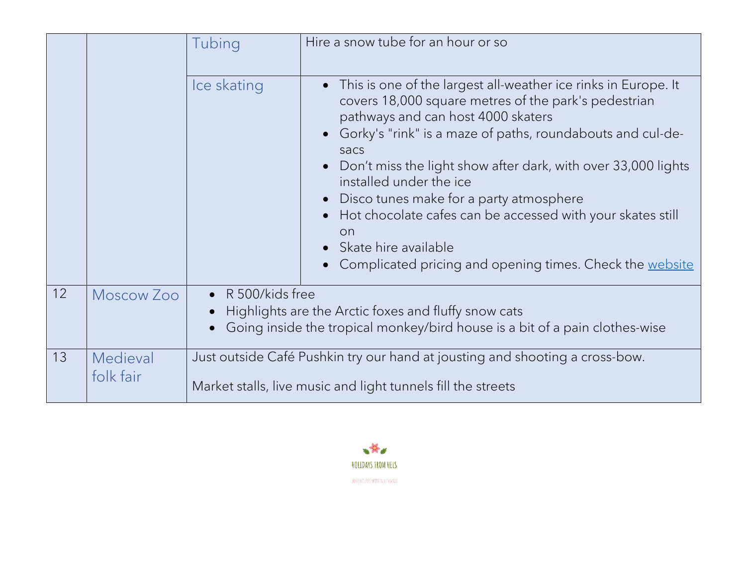| | | | |
|---|---|---|---|
| | | Tubing | Hire a snow tube for an hour or so |
| | | Ice skating | • This is one of the largest all-weather ice rinks in Europe. It covers 18,000 square metres of the park's pedestrian pathways and can host 4000 skaters<br>• Gorky's "rink" is a maze of paths, roundabouts and cul-de-sacs<br>• Don't miss the light show after dark, with over 33,000 lights installed under the ice<br>• Disco tunes make for a party atmosphere<br>• Hot chocolate cafes can be accessed with your skates still on<br>• Skate hire available<br>• Complicated pricing and opening times. Check the website |
| 12 | Moscow Zoo | • R 500/kids free<br>• Highlights are the Arctic foxes and fluffy snow cats<br>• Going inside the tropical monkey/bird house is a bit of a pain clothes-wise | |
| 13 | Medieval folk fair | Just outside Café Pushkin try our hand at jousting and shooting a cross-bow.<br><br>Market stalls, live music and light tunnels fill the streets | |